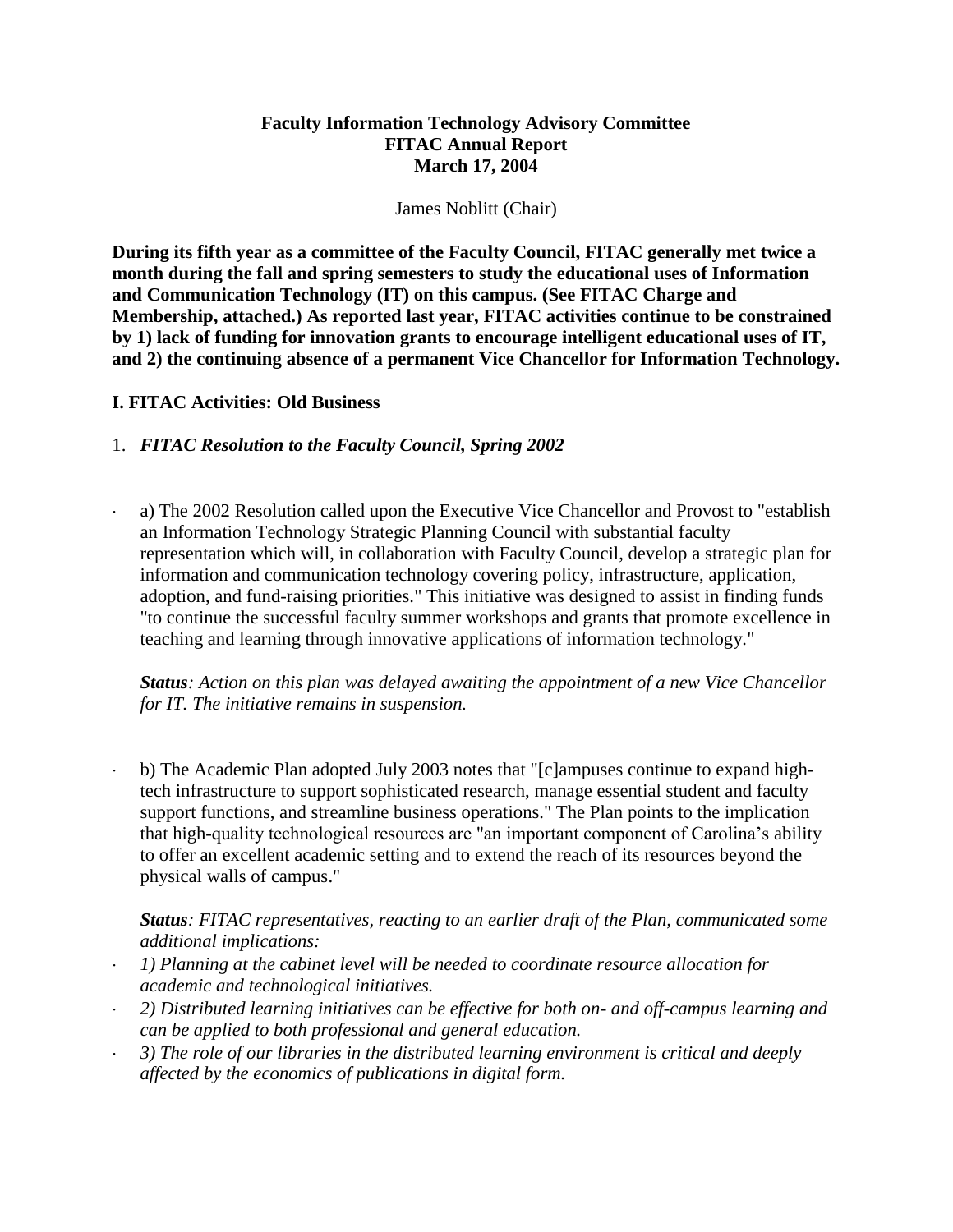**Faculty Information Technology Advisory Committee**
**FITAC Annual Report**
**March 17, 2004**

James Noblitt (Chair)

**During its fifth year as a committee of the Faculty Council, FITAC generally met twice a month during the fall and spring semesters to study the educational uses of Information and Communication Technology (IT) on this campus. (See FITAC Charge and Membership, attached.) As reported last year, FITAC activities continue to be constrained by 1) lack of funding for innovation grants to encourage intelligent educational uses of IT, and 2) the continuing absence of a permanent Vice Chancellor for Information Technology.**

## I. FITAC Activities: Old Business

1. ***FITAC Resolution to the Faculty Council, Spring 2002***

- a) The 2002 Resolution called upon the Executive Vice Chancellor and Provost to "establish an Information Technology Strategic Planning Council with substantial faculty representation which will, in collaboration with Faculty Council, develop a strategic plan for information and communication technology covering policy, infrastructure, application, adoption, and fund-raising priorities." This initiative was designed to assist in finding funds "to continue the successful faculty summer workshops and grants that promote excellence in teaching and learning through innovative applications of information technology."

  ***Status****: Action on this plan was delayed awaiting the appointment of a new Vice Chancellor for IT. The initiative remains in suspension.*

- b) The Academic Plan adopted July 2003 notes that "[c]ampuses continue to expand high-tech infrastructure to support sophisticated research, manage essential student and faculty support functions, and streamline business operations." The Plan points to the implication that high-quality technological resources are "an important component of Carolina's ability to offer an excellent academic setting and to extend the reach of its resources beyond the physical walls of campus."

  ***Status****: FITAC representatives, reacting to an earlier draft of the Plan, communicated some additional implications:*

- *1) Planning at the cabinet level will be needed to coordinate resource allocation for academic and technological initiatives.*
- *2) Distributed learning initiatives can be effective for both on- and off-campus learning and can be applied to both professional and general education.*
- *3) The role of our libraries in the distributed learning environment is critical and deeply affected by the economics of publications in digital form.*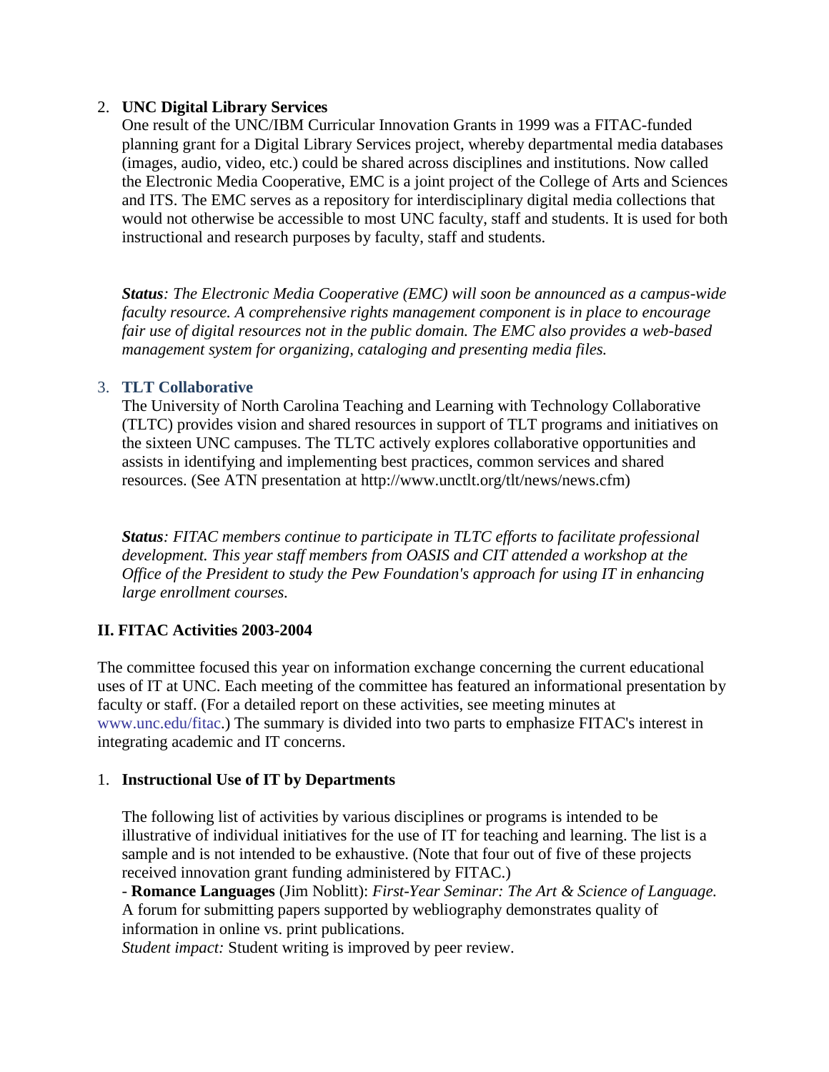2. **UNC Digital Library Services**

   One result of the UNC/IBM Curricular Innovation Grants in 1999 was a FITAC-funded planning grant for a Digital Library Services project, whereby departmental media databases (images, audio, video, etc.) could be shared across disciplines and institutions. Now called the Electronic Media Cooperative, EMC is a joint project of the College of Arts and Sciences and ITS. The EMC serves as a repository for interdisciplinary digital media collections that would not otherwise be accessible to most UNC faculty, staff and students. It is used for both instructional and research purposes by faculty, staff and students.

   ***Status****: The Electronic Media Cooperative (EMC) will soon be announced as a campus-wide faculty resource. A comprehensive rights management component is in place to encourage fair use of digital resources not in the public domain. The EMC also provides a web-based management system for organizing, cataloging and presenting media files.*

3. **TLT Collaborative**

   The University of North Carolina Teaching and Learning with Technology Collaborative (TLTC) provides vision and shared resources in support of TLT programs and initiatives on the sixteen UNC campuses. The TLTC actively explores collaborative opportunities and assists in identifying and implementing best practices, common services and shared resources. (See ATN presentation at http://www.unctlt.org/tlt/news/news.cfm)

   ***Status****: FITAC members continue to participate in TLTC efforts to facilitate professional development. This year staff members from OASIS and CIT attended a workshop at the Office of the President to study the Pew Foundation's approach for using IT in enhancing large enrollment courses.*

## II. FITAC Activities 2003-2004

The committee focused this year on information exchange concerning the current educational uses of IT at UNC. Each meeting of the committee has featured an informational presentation by faculty or staff. (For a detailed report on these activities, see meeting minutes at www.unc.edu/fitac.) The summary is divided into two parts to emphasize FITAC's interest in integrating academic and IT concerns.

1. **Instructional Use of IT by Departments**

   The following list of activities by various disciplines or programs is intended to be illustrative of individual initiatives for the use of IT for teaching and learning. The list is a sample and is not intended to be exhaustive. (Note that four out of five of these projects received innovation grant funding administered by FITAC.)

   - **Romance Languages** (Jim Noblitt): *First-Year Seminar: The Art & Science of Language.* A forum for submitting papers supported by webliography demonstrates quality of information in online vs. print publications.
   *Student impact:* Student writing is improved by peer review.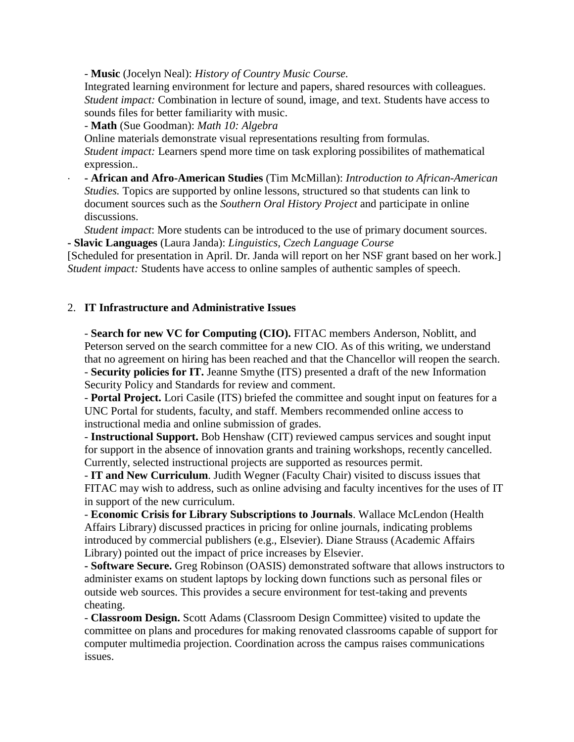- **Music** (Jocelyn Neal): *History of Country Music Course.*
Integrated learning environment for lecture and papers, shared resources with colleagues.
*Student impact:* Combination in lecture of sound, image, and text. Students have access to sounds files for better familiarity with music.

- **Math** (Sue Goodman): *Math 10: Algebra*
Online materials demonstrate visual representations resulting from formulas.
*Student impact:* Learners spend more time on task exploring possibilites of mathematical expression..

- **African and Afro-American Studies** (Tim McMillan): *Introduction to African-American Studies.* Topics are supported by online lessons, structured so that students can link to document sources such as the *Southern Oral History Project* and participate in online discussions.
*Student impact*: More students can be introduced to the use of primary document sources.

- **Slavic Languages** (Laura Janda): *Linguistics, Czech Language Course*
[Scheduled for presentation in April. Dr. Janda will report on her NSF grant based on her work.]
*Student impact:* Students have access to online samples of authentic samples of speech.

2. **IT Infrastructure and Administrative Issues**

- **Search for new VC for Computing (CIO).** FITAC members Anderson, Noblitt, and Peterson served on the search committee for a new CIO. As of this writing, we understand that no agreement on hiring has been reached and that the Chancellor will reopen the search.
- **Security policies for IT.** Jeanne Smythe (ITS) presented a draft of the new Information Security Policy and Standards for review and comment.
- **Portal Project.** Lori Casile (ITS) briefed the committee and sought input on features for a UNC Portal for students, faculty, and staff. Members recommended online access to instructional media and online submission of grades.
- **Instructional Support.** Bob Henshaw (CIT) reviewed campus services and sought input for support in the absence of innovation grants and training workshops, recently cancelled. Currently, selected instructional projects are supported as resources permit.
- **IT and New Curriculum**. Judith Wegner (Faculty Chair) visited to discuss issues that FITAC may wish to address, such as online advising and faculty incentives for the uses of IT in support of the new curriculum.
- **Economic Crisis for Library Subscriptions to Journals**. Wallace McLendon (Health Affairs Library) discussed practices in pricing for online journals, indicating problems introduced by commercial publishers (e.g., Elsevier). Diane Strauss (Academic Affairs Library) pointed out the impact of price increases by Elsevier.
- **Software Secure.** Greg Robinson (OASIS) demonstrated software that allows instructors to administer exams on student laptops by locking down functions such as personal files or outside web sources. This provides a secure environment for test-taking and prevents cheating.
- **Classroom Design.** Scott Adams (Classroom Design Committee) visited to update the committee on plans and procedures for making renovated classrooms capable of support for computer multimedia projection. Coordination across the campus raises communications issues.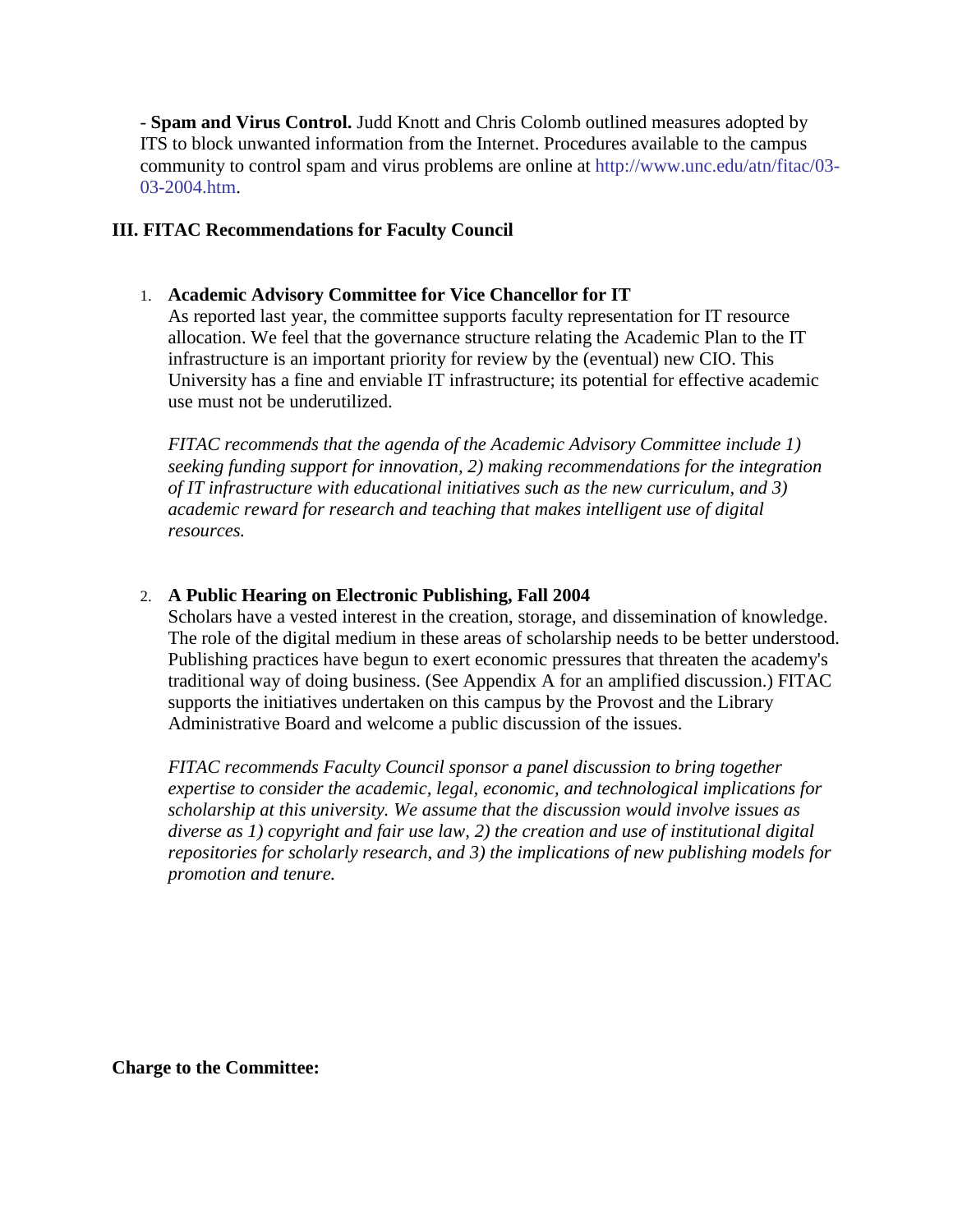- **Spam and Virus Control.** Judd Knott and Chris Colomb outlined measures adopted by ITS to block unwanted information from the Internet. Procedures available to the campus community to control spam and virus problems are online at http://www.unc.edu/atn/fitac/03-03-2004.htm.

### III. FITAC Recommendations for Faculty Council

1. **Academic Advisory Committee for Vice Chancellor for IT**
   As reported last year, the committee supports faculty representation for IT resource allocation. We feel that the governance structure relating the Academic Plan to the IT infrastructure is an important priority for review by the (eventual) new CIO. This University has a fine and enviable IT infrastructure; its potential for effective academic use must not be underutilized.

   *FITAC recommends that the agenda of the Academic Advisory Committee include 1) seeking funding support for innovation, 2) making recommendations for the integration of IT infrastructure with educational initiatives such as the new curriculum, and 3) academic reward for research and teaching that makes intelligent use of digital resources.*

2. **A Public Hearing on Electronic Publishing, Fall 2004**
   Scholars have a vested interest in the creation, storage, and dissemination of knowledge. The role of the digital medium in these areas of scholarship needs to be better understood. Publishing practices have begun to exert economic pressures that threaten the academy's traditional way of doing business. (See Appendix A for an amplified discussion.) FITAC supports the initiatives undertaken on this campus by the Provost and the Library Administrative Board and welcome a public discussion of the issues.

   *FITAC recommends Faculty Council sponsor a panel discussion to bring together expertise to consider the academic, legal, economic, and technological implications for scholarship at this university. We assume that the discussion would involve issues as diverse as 1) copyright and fair use law, 2) the creation and use of institutional digital repositories for scholarly research, and 3) the implications of new publishing models for promotion and tenure.*

**Charge to the Committee:**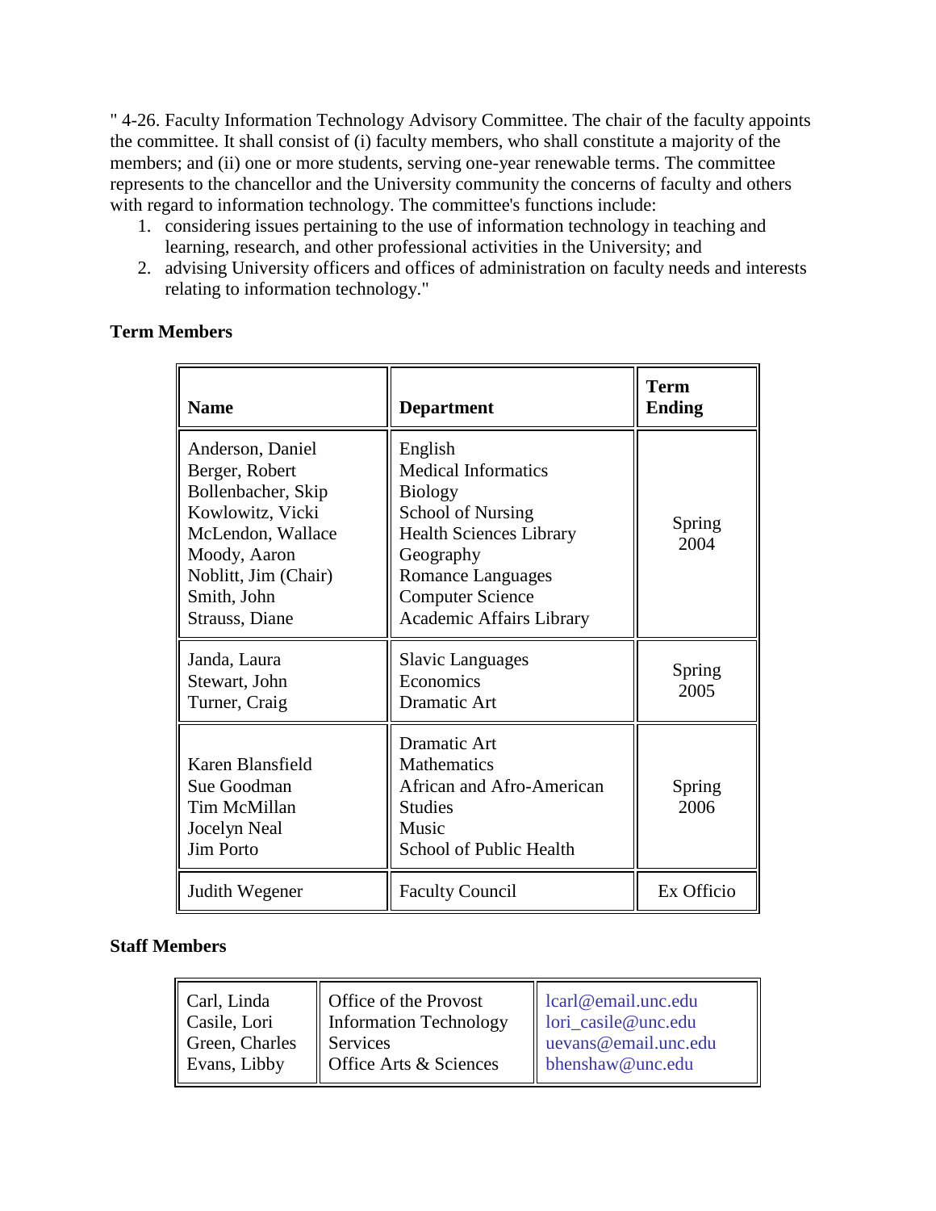" 4-26. Faculty Information Technology Advisory Committee. The chair of the faculty appoints the committee. It shall consist of (i) faculty members, who shall constitute a majority of the members; and (ii) one or more students, serving one-year renewable terms. The committee represents to the chancellor and the University community the concerns of faculty and others with regard to information technology. The committee's functions include:

1. considering issues pertaining to the use of information technology in teaching and learning, research, and other professional activities in the University; and
2. advising University officers and offices of administration on faculty needs and interests relating to information technology."

**Term Members**

| Name | Department | Term Ending |
|---|---|---|
| Anderson, Daniel<br>Berger, Robert<br>Bollenbacher, Skip<br>Kowlowitz, Vicki<br>McLendon, Wallace<br>Moody, Aaron<br>Noblitt, Jim (Chair)<br>Smith, John<br>Strauss, Diane | English<br>Medical Informatics<br>Biology<br>School of Nursing<br>Health Sciences Library<br>Geography<br>Romance Languages<br>Computer Science<br>Academic Affairs Library | Spring 2004 |
| Janda, Laura<br>Stewart, John<br>Turner, Craig | Slavic Languages<br>Economics<br>Dramatic Art | Spring 2005 |
| Karen Blansfield<br>Sue Goodman<br>Tim McMillan<br>Jocelyn Neal<br>Jim Porto | Dramatic Art<br>Mathematics<br>African and Afro-American Studies<br>Music<br>School of Public Health | Spring 2006 |
| Judith Wegener | Faculty Council | Ex Officio |

**Staff Members**

| | | |
|---|---|---|
| Carl, Linda<br>Casile, Lori<br>Green, Charles<br>Evans, Libby | Office of the Provost<br>Information Technology Services<br>Office Arts & Sciences | lcarl@email.unc.edu<br>lori_casile@unc.edu<br>uevans@email.unc.edu<br>bhenshaw@unc.edu |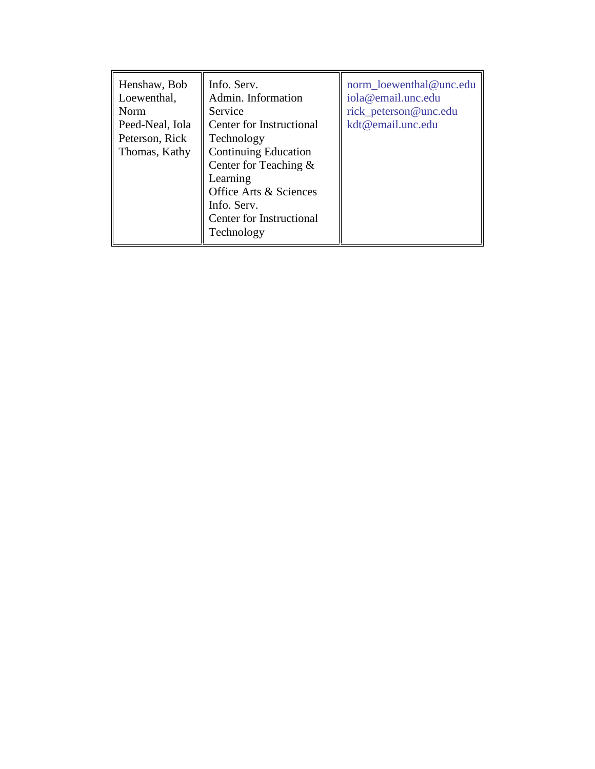| | | |
|---|---|---|
| Henshaw, Bob<br>Loewenthal, Norm<br>Peed-Neal, Iola<br>Peterson, Rick<br>Thomas, Kathy | Info. Serv.<br>Admin. Information Service<br>Center for Instructional Technology<br>Continuing Education<br>Center for Teaching & Learning<br>Office Arts & Sciences<br>Info. Serv.<br>Center for Instructional Technology | norm_loewenthal@unc.edu<br>iola@email.unc.edu<br>rick_peterson@unc.edu<br>kdt@email.unc.edu |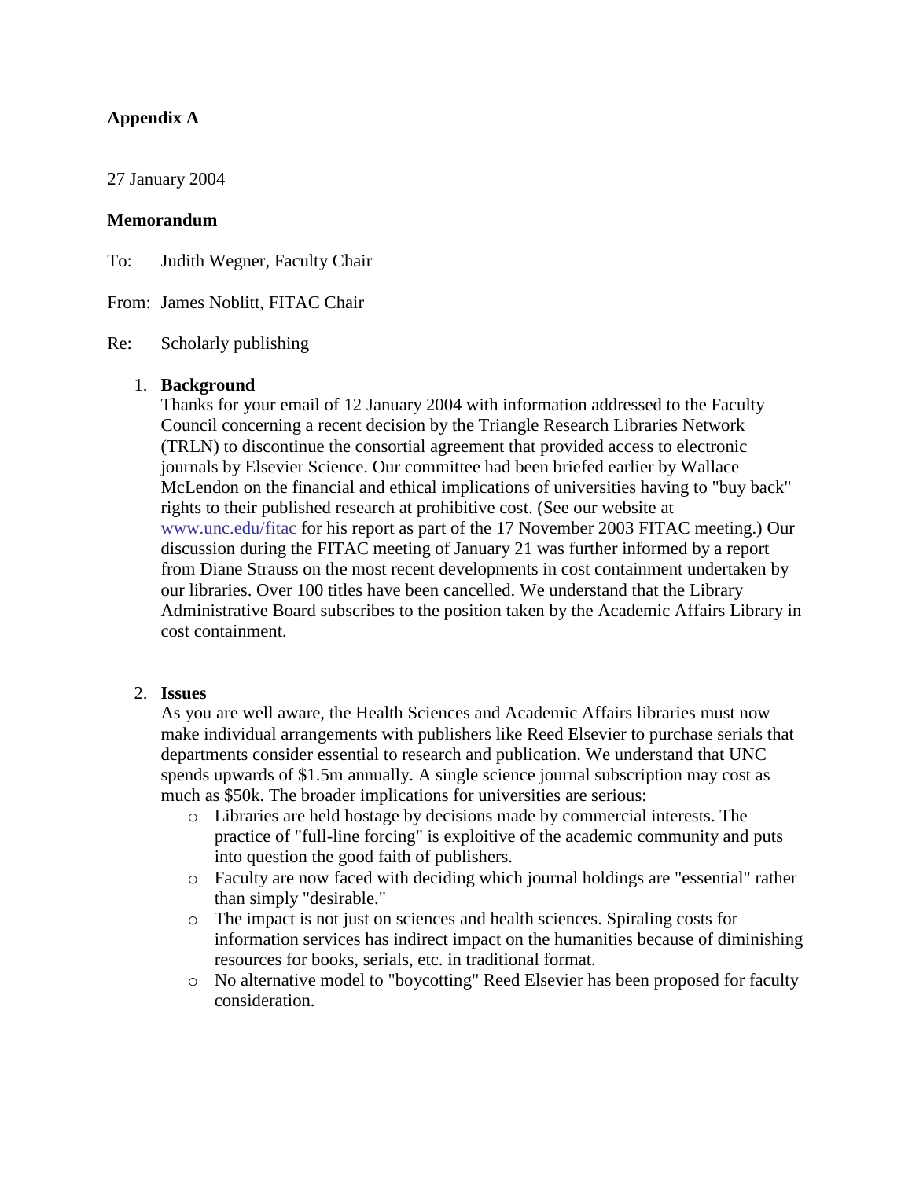**Appendix A**

27 January 2004

**Memorandum**

To: Judith Wegner, Faculty Chair

From: James Noblitt, FITAC Chair

Re: Scholarly publishing

1. **Background**
   Thanks for your email of 12 January 2004 with information addressed to the Faculty Council concerning a recent decision by the Triangle Research Libraries Network (TRLN) to discontinue the consortial agreement that provided access to electronic journals by Elsevier Science. Our committee had been briefed earlier by Wallace McLendon on the financial and ethical implications of universities having to "buy back" rights to their published research at prohibitive cost. (See our website at www.unc.edu/fitac for his report as part of the 17 November 2003 FITAC meeting.) Our discussion during the FITAC meeting of January 21 was further informed by a report from Diane Strauss on the most recent developments in cost containment undertaken by our libraries. Over 100 titles have been cancelled. We understand that the Library Administrative Board subscribes to the position taken by the Academic Affairs Library in cost containment.

2. **Issues**
   As you are well aware, the Health Sciences and Academic Affairs libraries must now make individual arrangements with publishers like Reed Elsevier to purchase serials that departments consider essential to research and publication. We understand that UNC spends upwards of $1.5m annually. A single science journal subscription may cost as much as $50k. The broader implications for universities are serious:
   - Libraries are held hostage by decisions made by commercial interests. The practice of "full-line forcing" is exploitive of the academic community and puts into question the good faith of publishers.
   - Faculty are now faced with deciding which journal holdings are "essential" rather than simply "desirable."
   - The impact is not just on sciences and health sciences. Spiraling costs for information services has indirect impact on the humanities because of diminishing resources for books, serials, etc. in traditional format.
   - No alternative model to "boycotting" Reed Elsevier has been proposed for faculty consideration.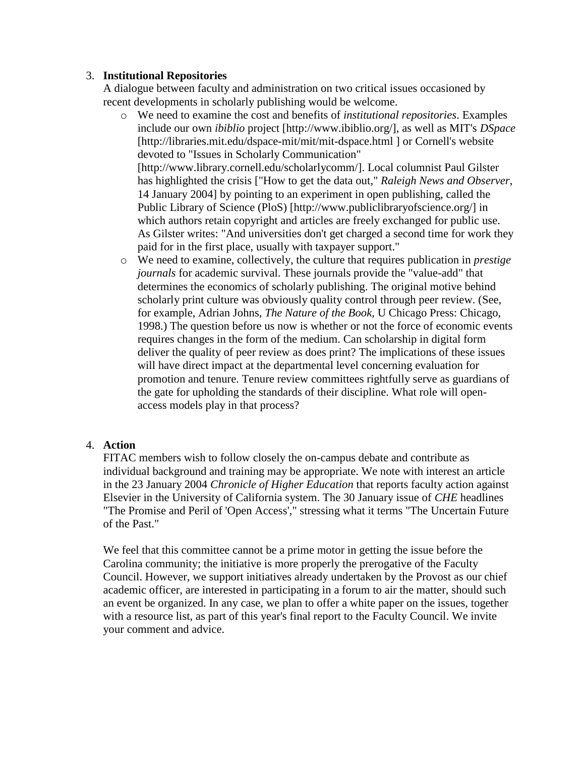3. **Institutional Repositories**
   A dialogue between faculty and administration on two critical issues occasioned by recent developments in scholarly publishing would be welcome.
   - We need to examine the cost and benefits of *institutional repositories*. Examples include our own *ibiblio* project [http://www.ibiblio.org/], as well as MIT's *DSpace* [http://libraries.mit.edu/dspace-mit/mit/mit-dspace.html ] or Cornell's website devoted to "Issues in Scholarly Communication" [http://www.library.cornell.edu/scholarlycomm/]. Local columnist Paul Gilster has highlighted the crisis ["How to get the data out," *Raleigh News and Observer*, 14 January 2004] by pointing to an experiment in open publishing, called the Public Library of Science (PloS) [http://www.publiclibraryofscience.org/] in which authors retain copyright and articles are freely exchanged for public use. As Gilster writes: "And universities don't get charged a second time for work they paid for in the first place, usually with taxpayer support."
   - We need to examine, collectively, the culture that requires publication in *prestige journals* for academic survival. These journals provide the "value-add" that determines the economics of scholarly publishing. The original motive behind scholarly print culture was obviously quality control through peer review. (See, for example, Adrian Johns, *The Nature of the Book*, U Chicago Press: Chicago, 1998.) The question before us now is whether or not the force of economic events requires changes in the form of the medium. Can scholarship in digital form deliver the quality of peer review as does print? The implications of these issues will have direct impact at the departmental level concerning evaluation for promotion and tenure. Tenure review committees rightfully serve as guardians of the gate for upholding the standards of their discipline. What role will open-access models play in that process?

4. **Action**
   FITAC members wish to follow closely the on-campus debate and contribute as individual background and training may be appropriate. We note with interest an article in the 23 January 2004 *Chronicle of Higher Education* that reports faculty action against Elsevier in the University of California system. The 30 January issue of *CHE* headlines "The Promise and Peril of 'Open Access'," stressing what it terms "The Uncertain Future of the Past."

   We feel that this committee cannot be a prime motor in getting the issue before the Carolina community; the initiative is more properly the prerogative of the Faculty Council. However, we support initiatives already undertaken by the Provost as our chief academic officer, are interested in participating in a forum to air the matter, should such an event be organized. In any case, we plan to offer a white paper on the issues, together with a resource list, as part of this year's final report to the Faculty Council. We invite your comment and advice.